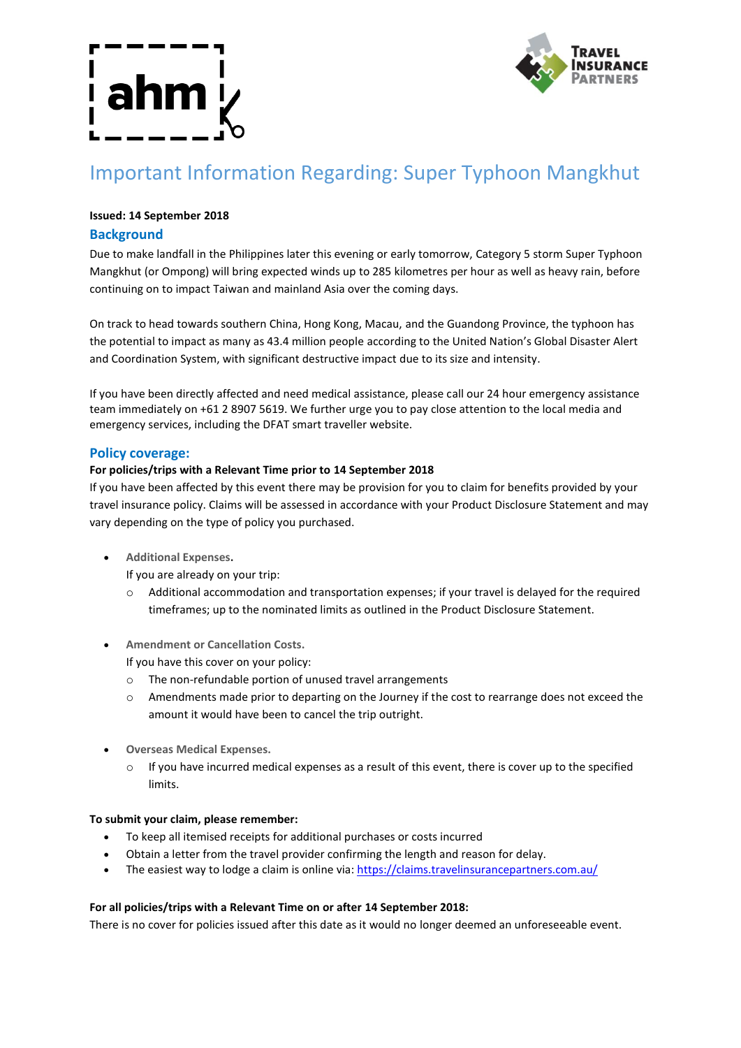ahm

TRAVEL INSURANCE PARTNERS

# Important Information Regarding: Super Typhoon Mangkhut

**Issued: 14 September 2018**

## Background

Due to make landfall in the Philippines later this evening or early tomorrow, Category 5 storm Super Typhoon Mangkhut (or Ompong) will bring expected winds up to 285 kilometres per hour as well as heavy rain, before continuing on to impact Taiwan and mainland Asia over the coming days.

On track to head towards southern China, Hong Kong, Macau, and the Guandong Province, the typhoon has the potential to impact as many as 43.4 million people according to the United Nation's Global Disaster Alert and Coordination System, with significant destructive impact due to its size and intensity.

If you have been directly affected and need medical assistance, please call our 24 hour emergency assistance team immediately on +61 2 8907 5619. We further urge you to pay close attention to the local media and emergency services, including the DFAT smart traveller website.

## Policy coverage:

**For policies/trips with a Relevant Time prior to 14 September 2018**

If you have been affected by this event there may be provision for you to claim for benefits provided by your travel insurance policy. Claims will be assessed in accordance with your Product Disclosure Statement and may vary depending on the type of policy you purchased.

- **Additional Expenses.**
  If you are already on your trip:
  - Additional accommodation and transportation expenses; if your travel is delayed for the required timeframes; up to the nominated limits as outlined in the Product Disclosure Statement.

- **Amendment or Cancellation Costs.**
  If you have this cover on your policy:
  - The non-refundable portion of unused travel arrangements
  - Amendments made prior to departing on the Journey if the cost to rearrange does not exceed the amount it would have been to cancel the trip outright.

- **Overseas Medical Expenses.**
  - If you have incurred medical expenses as a result of this event, there is cover up to the specified limits.

**To submit your claim, please remember:**

- To keep all itemised receipts for additional purchases or costs incurred
- Obtain a letter from the travel provider confirming the length and reason for delay.
- The easiest way to lodge a claim is online via: https://claims.travelinsurancepartners.com.au/

**For all policies/trips with a Relevant Time on or after 14 September 2018:**

There is no cover for policies issued after this date as it would no longer deemed an unforeseeable event.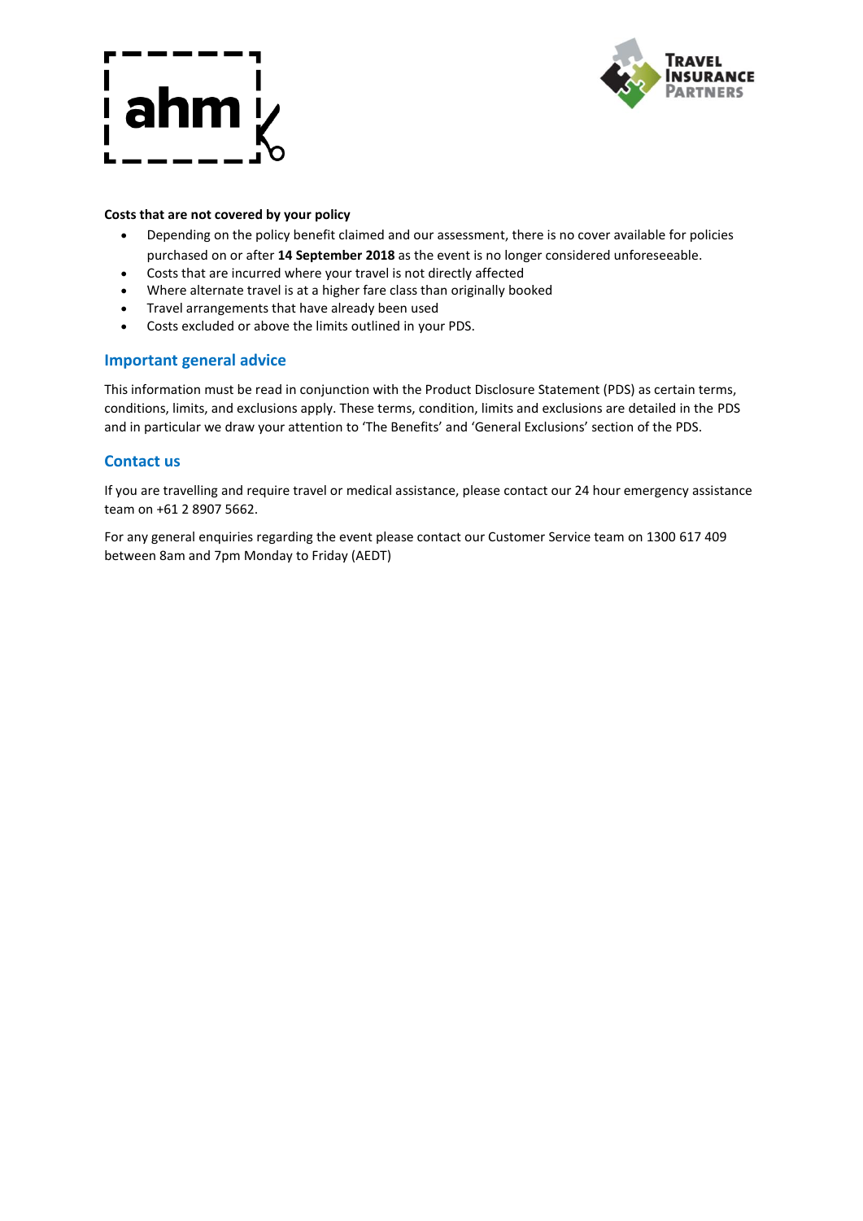**Costs that are not covered by your policy**

- Depending on the policy benefit claimed and our assessment, there is no cover available for policies purchased on or after **14 September 2018** as the event is no longer considered unforeseeable.
- Costs that are incurred where your travel is not directly affected
- Where alternate travel is at a higher fare class than originally booked
- Travel arrangements that have already been used
- Costs excluded or above the limits outlined in your PDS.

## Important general advice

This information must be read in conjunction with the Product Disclosure Statement (PDS) as certain terms, conditions, limits, and exclusions apply. These terms, condition, limits and exclusions are detailed in the PDS and in particular we draw your attention to 'The Benefits' and 'General Exclusions' section of the PDS.

## Contact us

If you are travelling and require travel or medical assistance, please contact our 24 hour emergency assistance team on +61 2 8907 5662.

For any general enquiries regarding the event please contact our Customer Service team on 1300 617 409 between 8am and 7pm Monday to Friday (AEDT)